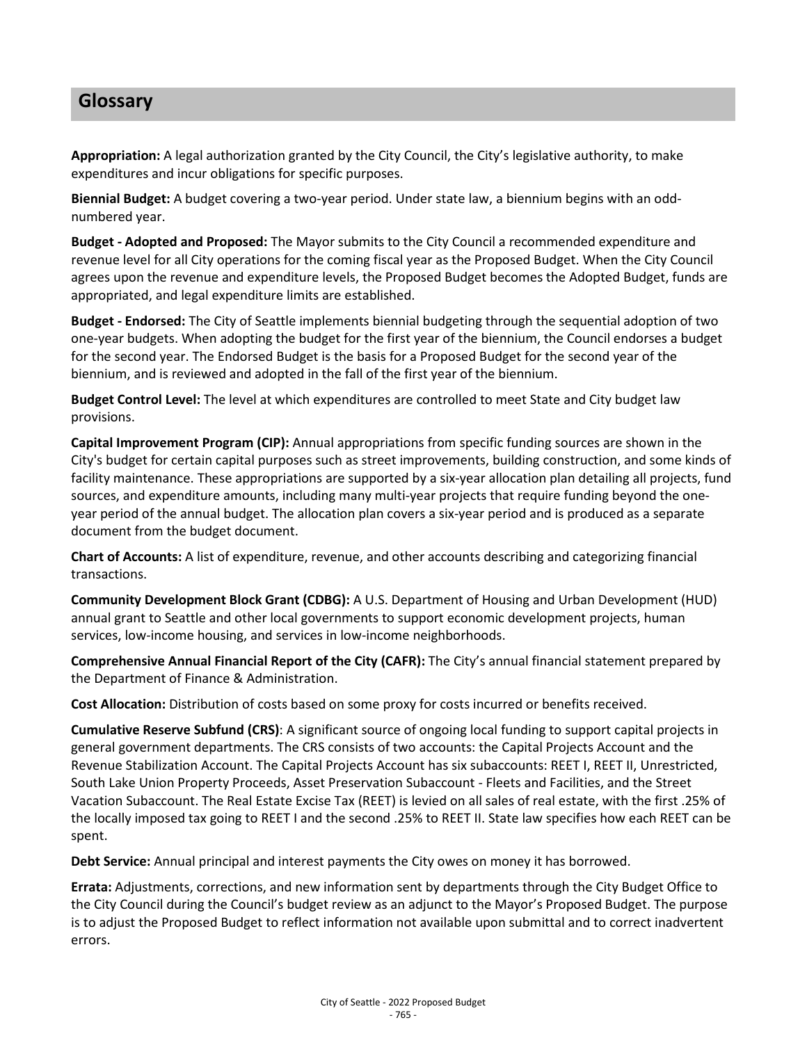# Glossary

**Appropriation:** A legal authorization granted by the City Council, the City's legislative authority, to make expenditures and incur obligations for specific purposes.

**Biennial Budget:** A budget covering a two-year period. Under state law, a biennium begins with an odd-numbered year.

**Budget - Adopted and Proposed:** The Mayor submits to the City Council a recommended expenditure and revenue level for all City operations for the coming fiscal year as the Proposed Budget. When the City Council agrees upon the revenue and expenditure levels, the Proposed Budget becomes the Adopted Budget, funds are appropriated, and legal expenditure limits are established.

**Budget - Endorsed:** The City of Seattle implements biennial budgeting through the sequential adoption of two one-year budgets. When adopting the budget for the first year of the biennium, the Council endorses a budget for the second year. The Endorsed Budget is the basis for a Proposed Budget for the second year of the biennium, and is reviewed and adopted in the fall of the first year of the biennium.

**Budget Control Level:** The level at which expenditures are controlled to meet State and City budget law provisions.

**Capital Improvement Program (CIP):** Annual appropriations from specific funding sources are shown in the City's budget for certain capital purposes such as street improvements, building construction, and some kinds of facility maintenance. These appropriations are supported by a six-year allocation plan detailing all projects, fund sources, and expenditure amounts, including many multi-year projects that require funding beyond the one-year period of the annual budget. The allocation plan covers a six-year period and is produced as a separate document from the budget document.

**Chart of Accounts:** A list of expenditure, revenue, and other accounts describing and categorizing financial transactions.

**Community Development Block Grant (CDBG):** A U.S. Department of Housing and Urban Development (HUD) annual grant to Seattle and other local governments to support economic development projects, human services, low-income housing, and services in low-income neighborhoods.

**Comprehensive Annual Financial Report of the City (CAFR):** The City's annual financial statement prepared by the Department of Finance & Administration.

**Cost Allocation:** Distribution of costs based on some proxy for costs incurred or benefits received.

**Cumulative Reserve Subfund (CRS)**: A significant source of ongoing local funding to support capital projects in general government departments. The CRS consists of two accounts: the Capital Projects Account and the Revenue Stabilization Account. The Capital Projects Account has six subaccounts: REET I, REET II, Unrestricted, South Lake Union Property Proceeds, Asset Preservation Subaccount - Fleets and Facilities, and the Street Vacation Subaccount. The Real Estate Excise Tax (REET) is levied on all sales of real estate, with the first .25% of the locally imposed tax going to REET I and the second .25% to REET II. State law specifies how each REET can be spent.

**Debt Service:** Annual principal and interest payments the City owes on money it has borrowed.

**Errata:** Adjustments, corrections, and new information sent by departments through the City Budget Office to the City Council during the Council's budget review as an adjunct to the Mayor's Proposed Budget. The purpose is to adjust the Proposed Budget to reflect information not available upon submittal and to correct inadvertent errors.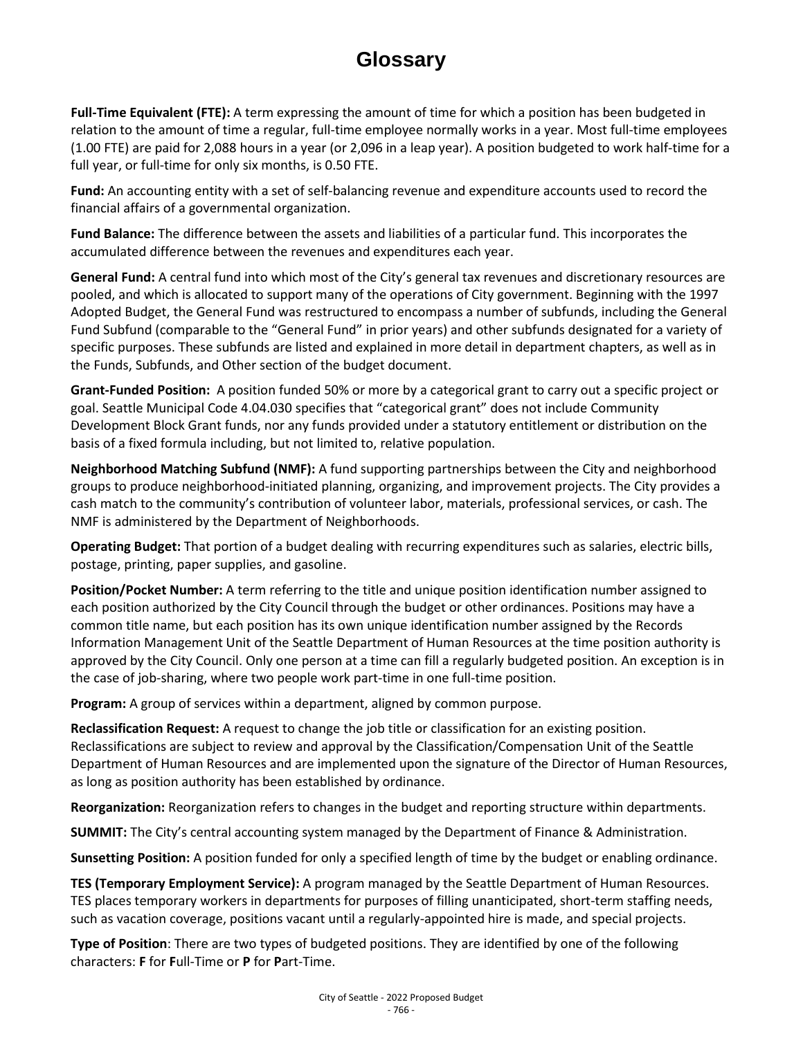# Glossary

**Full-Time Equivalent (FTE):** A term expressing the amount of time for which a position has been budgeted in relation to the amount of time a regular, full-time employee normally works in a year. Most full-time employees (1.00 FTE) are paid for 2,088 hours in a year (or 2,096 in a leap year). A position budgeted to work half-time for a full year, or full-time for only six months, is 0.50 FTE.

**Fund:** An accounting entity with a set of self-balancing revenue and expenditure accounts used to record the financial affairs of a governmental organization.

**Fund Balance:** The difference between the assets and liabilities of a particular fund. This incorporates the accumulated difference between the revenues and expenditures each year.

**General Fund:** A central fund into which most of the City's general tax revenues and discretionary resources are pooled, and which is allocated to support many of the operations of City government. Beginning with the 1997 Adopted Budget, the General Fund was restructured to encompass a number of subfunds, including the General Fund Subfund (comparable to the "General Fund" in prior years) and other subfunds designated for a variety of specific purposes. These subfunds are listed and explained in more detail in department chapters, as well as in the Funds, Subfunds, and Other section of the budget document.

**Grant-Funded Position:** A position funded 50% or more by a categorical grant to carry out a specific project or goal. Seattle Municipal Code 4.04.030 specifies that "categorical grant" does not include Community Development Block Grant funds, nor any funds provided under a statutory entitlement or distribution on the basis of a fixed formula including, but not limited to, relative population.

**Neighborhood Matching Subfund (NMF):** A fund supporting partnerships between the City and neighborhood groups to produce neighborhood-initiated planning, organizing, and improvement projects. The City provides a cash match to the community's contribution of volunteer labor, materials, professional services, or cash. The NMF is administered by the Department of Neighborhoods.

**Operating Budget:** That portion of a budget dealing with recurring expenditures such as salaries, electric bills, postage, printing, paper supplies, and gasoline.

**Position/Pocket Number:** A term referring to the title and unique position identification number assigned to each position authorized by the City Council through the budget or other ordinances. Positions may have a common title name, but each position has its own unique identification number assigned by the Records Information Management Unit of the Seattle Department of Human Resources at the time position authority is approved by the City Council. Only one person at a time can fill a regularly budgeted position. An exception is in the case of job-sharing, where two people work part-time in one full-time position.

**Program:** A group of services within a department, aligned by common purpose.

**Reclassification Request:** A request to change the job title or classification for an existing position. Reclassifications are subject to review and approval by the Classification/Compensation Unit of the Seattle Department of Human Resources and are implemented upon the signature of the Director of Human Resources, as long as position authority has been established by ordinance.

**Reorganization:** Reorganization refers to changes in the budget and reporting structure within departments.

**SUMMIT:** The City's central accounting system managed by the Department of Finance & Administration.

**Sunsetting Position:** A position funded for only a specified length of time by the budget or enabling ordinance.

**TES (Temporary Employment Service):** A program managed by the Seattle Department of Human Resources. TES places temporary workers in departments for purposes of filling unanticipated, short-term staffing needs, such as vacation coverage, positions vacant until a regularly-appointed hire is made, and special projects.

**Type of Position**: There are two types of budgeted positions. They are identified by one of the following characters: **F** for **F**ull-Time or **P** for **P**art-Time.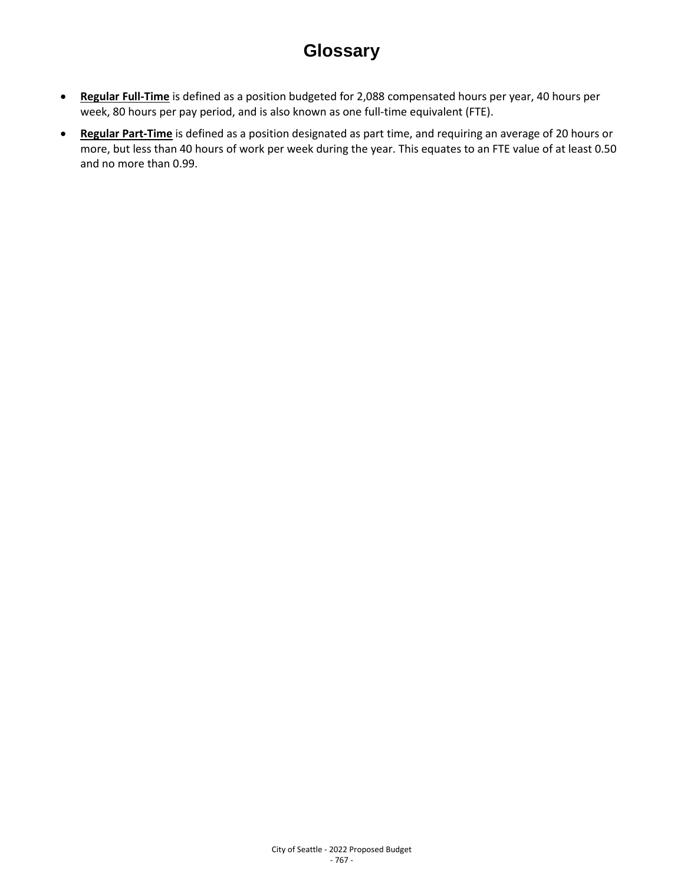# Glossary

- **Regular Full-Time** is defined as a position budgeted for 2,088 compensated hours per year, 40 hours per week, 80 hours per pay period, and is also known as one full-time equivalent (FTE).
- **Regular Part-Time** is defined as a position designated as part time, and requiring an average of 20 hours or more, but less than 40 hours of work per week during the year. This equates to an FTE value of at least 0.50 and no more than 0.99.